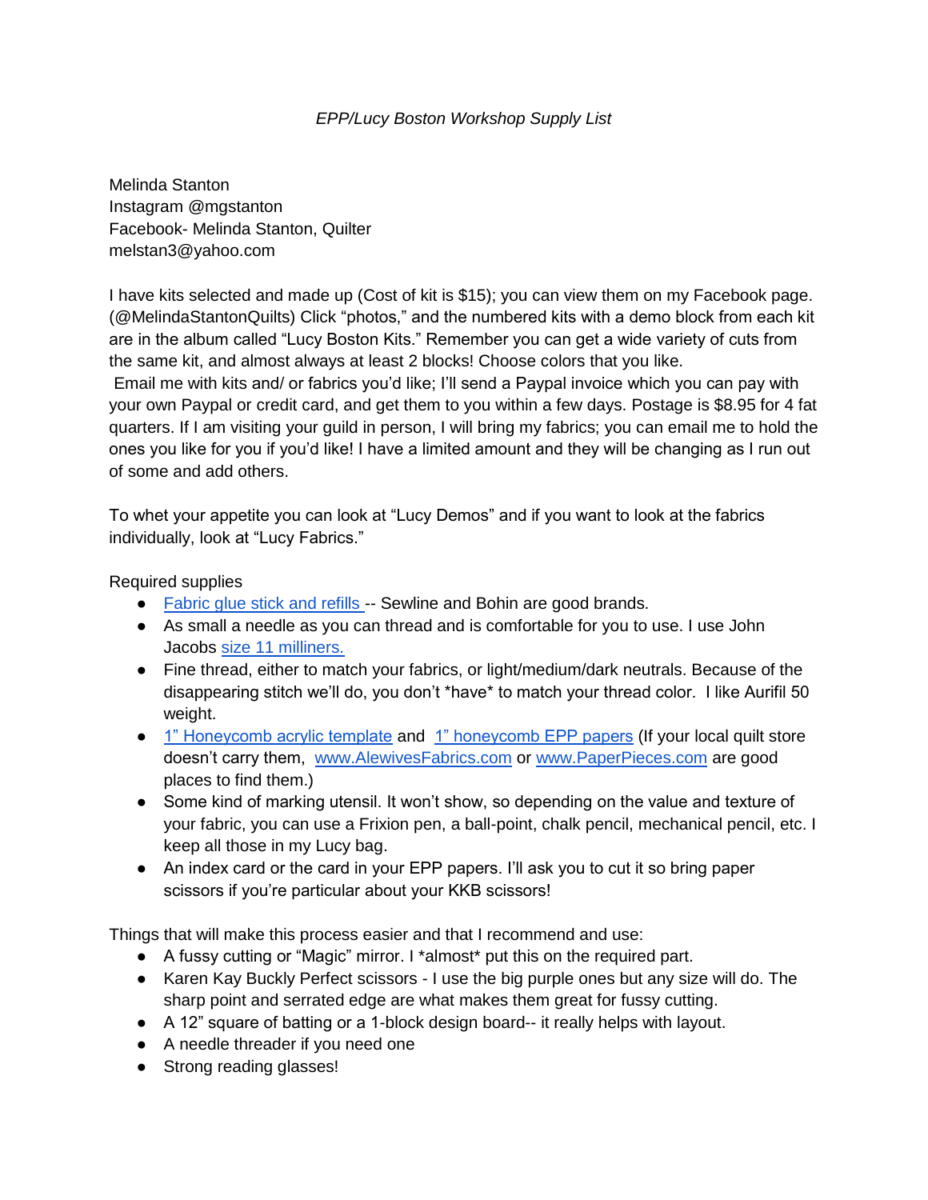*EPP/Lucy Boston Workshop Supply List*

Melinda Stanton
Instagram @mgstanton
Facebook- Melinda Stanton, Quilter
melstan3@yahoo.com

I have kits selected and made up (Cost of kit is $15); you can view them on my Facebook page. (@MelindaStantonQuilts) Click "photos," and the numbered kits with a demo block from each kit are in the album called "Lucy Boston Kits." Remember you can get a wide variety of cuts from the same kit, and almost always at least 2 blocks! Choose colors that you like.
Email me with kits and/ or fabrics you'd like; I'll send a Paypal invoice which you can pay with your own Paypal or credit card, and get them to you within a few days. Postage is $8.95 for 4 fat quarters. If I am visiting your guild in person, I will bring my fabrics; you can email me to hold the ones you like for you if you'd like! I have a limited amount and they will be changing as I run out of some and add others.

To whet your appetite you can look at "Lucy Demos" and if you want to look at the fabrics individually, look at "Lucy Fabrics."

Required supplies

- Fabric glue stick and refills -- Sewline and Bohin are good brands.
- As small a needle as you can thread and is comfortable for you to use. I use John Jacobs size 11 milliners.
- Fine thread, either to match your fabrics, or light/medium/dark neutrals. Because of the disappearing stitch we'll do, you don't *have* to match your thread color. I like Aurifil 50 weight.
- 1" Honeycomb acrylic template and 1" honeycomb EPP papers (If your local quilt store doesn't carry them, www.AlewivesFabrics.com or www.PaperPieces.com are good places to find them.)
- Some kind of marking utensil. It won't show, so depending on the value and texture of your fabric, you can use a Frixion pen, a ball-point, chalk pencil, mechanical pencil, etc. I keep all those in my Lucy bag.
- An index card or the card in your EPP papers. I'll ask you to cut it so bring paper scissors if you're particular about your KKB scissors!

Things that will make this process easier and that I recommend and use:

- A fussy cutting or "Magic" mirror. I *almost* put this on the required part.
- Karen Kay Buckly Perfect scissors - I use the big purple ones but any size will do. The sharp point and serrated edge are what makes them great for fussy cutting.
- A 12" square of batting or a 1-block design board-- it really helps with layout.
- A needle threader if you need one
- Strong reading glasses!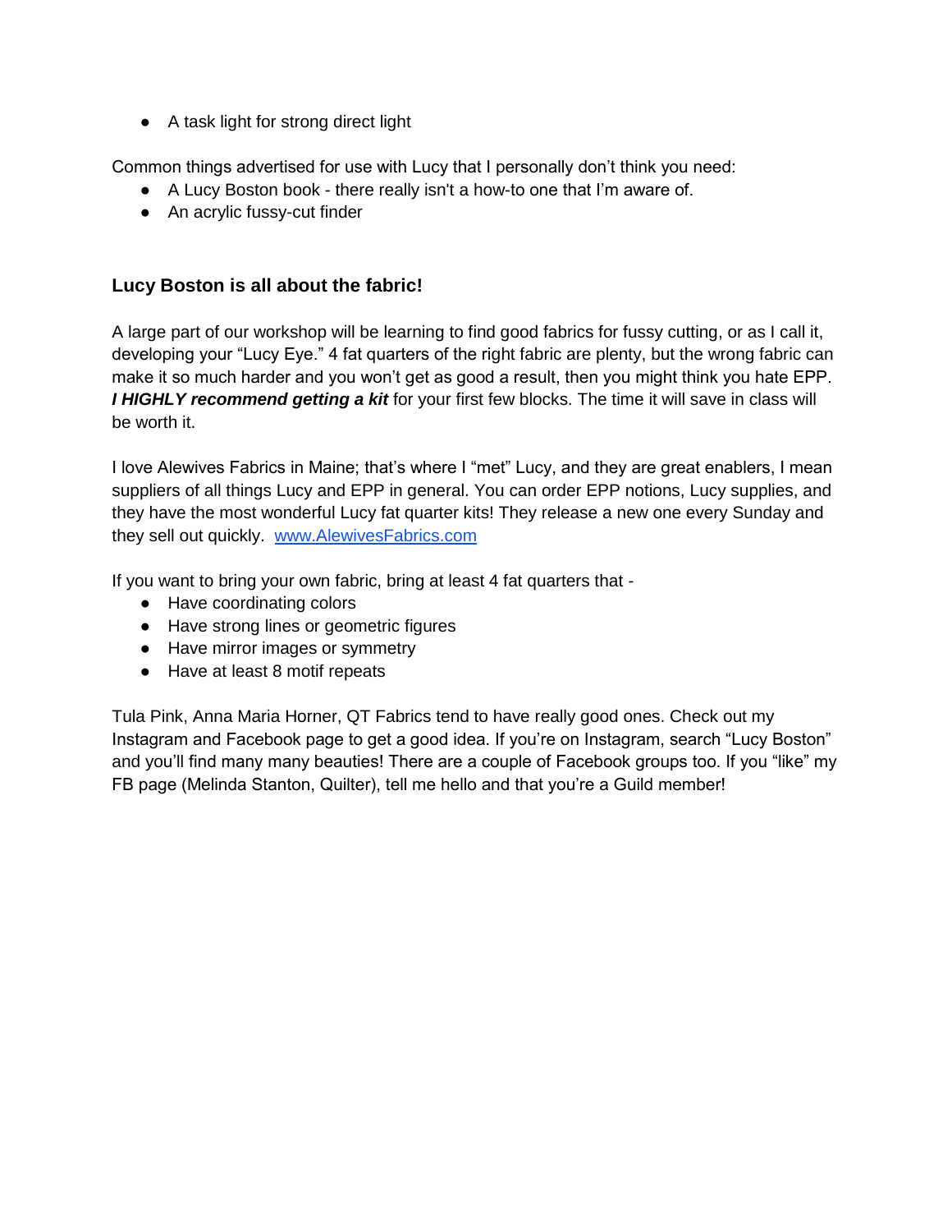- A task light for strong direct light

Common things advertised for use with Lucy that I personally don't think you need:

- A Lucy Boston book - there really isn't a how-to one that I'm aware of.
- An acrylic fussy-cut finder

### Lucy Boston is all about the fabric!

A large part of our workshop will be learning to find good fabrics for fussy cutting, or as I call it, developing your "Lucy Eye." 4 fat quarters of the right fabric are plenty, but the wrong fabric can make it so much harder and you won't get as good a result, then you might think you hate EPP. ***I HIGHLY recommend getting a kit*** for your first few blocks. The time it will save in class will be worth it.

I love Alewives Fabrics in Maine; that's where I "met" Lucy, and they are great enablers, I mean suppliers of all things Lucy and EPP in general. You can order EPP notions, Lucy supplies, and they have the most wonderful Lucy fat quarter kits! They release a new one every Sunday and they sell out quickly. [www.AlewivesFabrics.com](http://www.AlewivesFabrics.com)

If you want to bring your own fabric, bring at least 4 fat quarters that -

- Have coordinating colors
- Have strong lines or geometric figures
- Have mirror images or symmetry
- Have at least 8 motif repeats

Tula Pink, Anna Maria Horner, QT Fabrics tend to have really good ones. Check out my Instagram and Facebook page to get a good idea. If you're on Instagram, search "Lucy Boston" and you'll find many many beauties! There are a couple of Facebook groups too. If you "like" my FB page (Melinda Stanton, Quilter), tell me hello and that you're a Guild member!